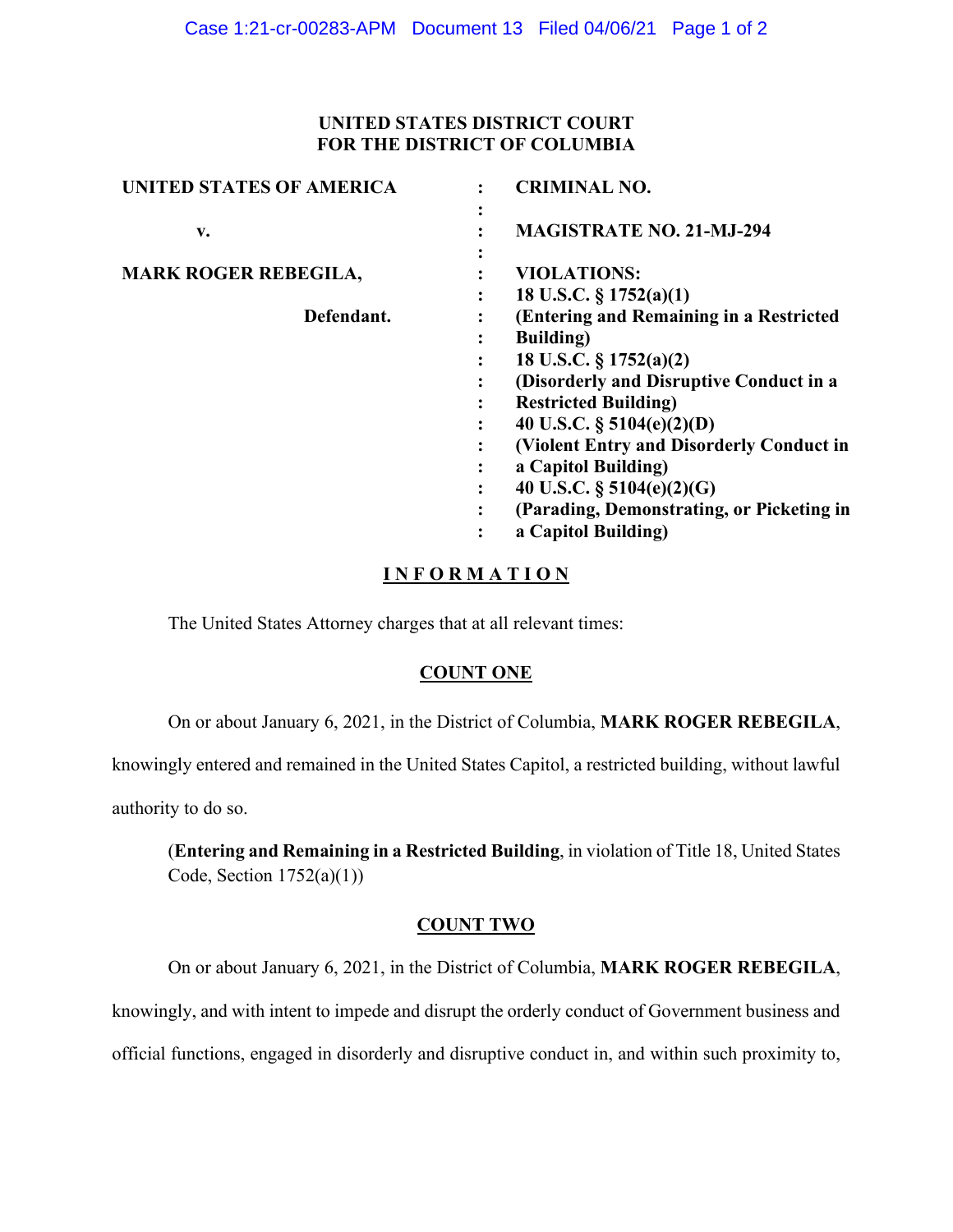**UNITED STATES DISTRICT COURT**
**FOR THE DISTRICT OF COLUMBIA**

| | | |
|---|---|---|
| **UNITED STATES OF AMERICA** | : | **CRIMINAL NO.** |
| | : | |
| **v.** | : | **MAGISTRATE NO. 21-MJ-294** |
| | : | |
| **MARK ROGER REBEGILA,** | : | **VIOLATIONS:** |
| | : | **18 U.S.C. § 1752(a)(1)** |
| **Defendant.** | : | **(Entering and Remaining in a Restricted Building)** |
| | : | **18 U.S.C. § 1752(a)(2)** |
| | : | **(Disorderly and Disruptive Conduct in a Restricted Building)** |
| | : | **40 U.S.C. § 5104(e)(2)(D)** |
| | : | **(Violent Entry and Disorderly Conduct in a Capitol Building)** |
| | : | **40 U.S.C. § 5104(e)(2)(G)** |
| | : | **(Parading, Demonstrating, or Picketing in a Capitol Building)** |

## INFORMATION

The United States Attorney charges that at all relevant times:

### COUNT ONE

On or about January 6, 2021, in the District of Columbia, **MARK ROGER REBEGILA**, knowingly entered and remained in the United States Capitol, a restricted building, without lawful authority to do so.

(**Entering and Remaining in a Restricted Building**, in violation of Title 18, United States Code, Section 1752(a)(1))

### COUNT TWO

On or about January 6, 2021, in the District of Columbia, **MARK ROGER REBEGILA**, knowingly, and with intent to impede and disrupt the orderly conduct of Government business and official functions, engaged in disorderly and disruptive conduct in, and within such proximity to,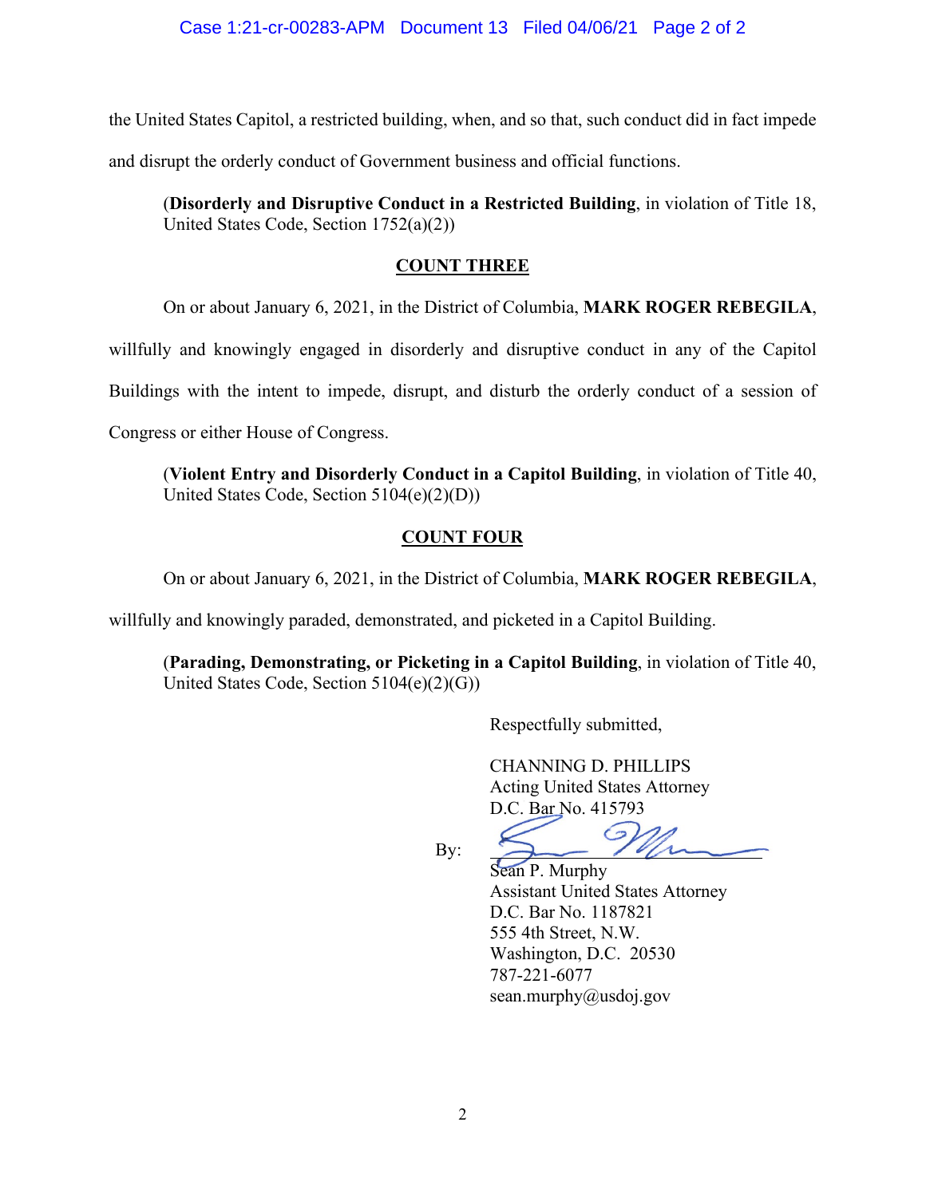the United States Capitol, a restricted building, when, and so that, such conduct did in fact impede and disrupt the orderly conduct of Government business and official functions.

(**Disorderly and Disruptive Conduct in a Restricted Building**, in violation of Title 18, United States Code, Section 1752(a)(2))

## COUNT THREE

On or about January 6, 2021, in the District of Columbia, **MARK ROGER REBEGILA**, willfully and knowingly engaged in disorderly and disruptive conduct in any of the Capitol Buildings with the intent to impede, disrupt, and disturb the orderly conduct of a session of Congress or either House of Congress.

(**Violent Entry and Disorderly Conduct in a Capitol Building**, in violation of Title 40, United States Code, Section 5104(e)(2)(D))

## COUNT FOUR

On or about January 6, 2021, in the District of Columbia, **MARK ROGER REBEGILA**, willfully and knowingly paraded, demonstrated, and picketed in a Capitol Building.

(**Parading, Demonstrating, or Picketing in a Capitol Building**, in violation of Title 40, United States Code, Section 5104(e)(2)(G))

Respectfully submitted,

CHANNING D. PHILLIPS
Acting United States Attorney
D.C. Bar No. 415793

By: ______________________
Sean P. Murphy
Assistant United States Attorney
D.C. Bar No. 1187821
555 4th Street, N.W.
Washington, D.C. 20530
787-221-6077
sean.murphy@usdoj.gov